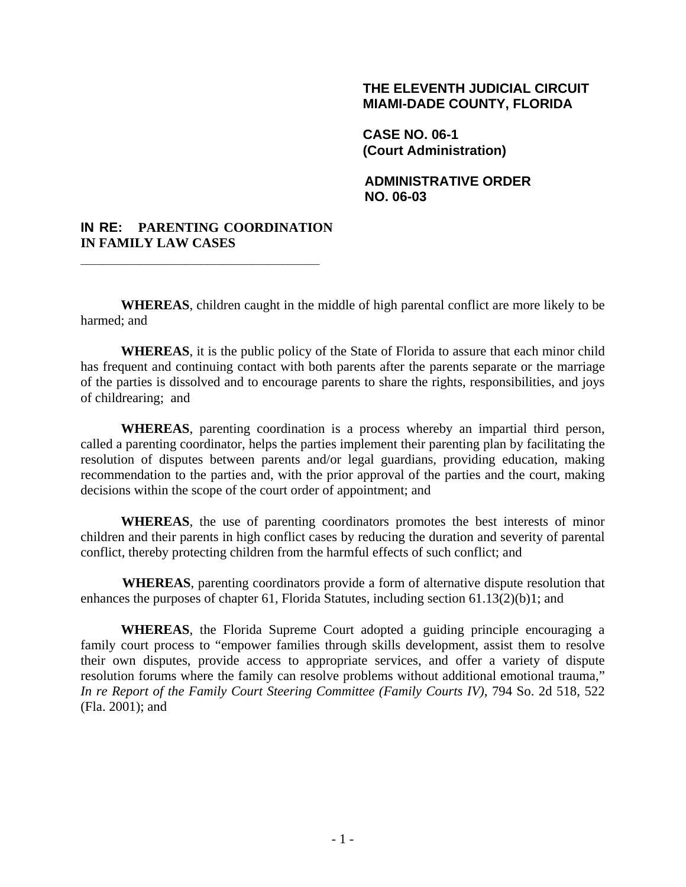**THE ELEVENTH JUDICIAL CIRCUIT**
**MIAMI-DADE COUNTY, FLORIDA**

**CASE NO. 06-1**
**(Court Administration)**

**ADMINISTRATIVE ORDER**
**NO. 06-03**

**IN RE: PARENTING COORDINATION IN FAMILY LAW CASES**

---

**WHEREAS**, children caught in the middle of high parental conflict are more likely to be harmed; and

**WHEREAS**, it is the public policy of the State of Florida to assure that each minor child has frequent and continuing contact with both parents after the parents separate or the marriage of the parties is dissolved and to encourage parents to share the rights, responsibilities, and joys of childrearing; and

**WHEREAS**, parenting coordination is a process whereby an impartial third person, called a parenting coordinator, helps the parties implement their parenting plan by facilitating the resolution of disputes between parents and/or legal guardians, providing education, making recommendation to the parties and, with the prior approval of the parties and the court, making decisions within the scope of the court order of appointment; and

**WHEREAS**, the use of parenting coordinators promotes the best interests of minor children and their parents in high conflict cases by reducing the duration and severity of parental conflict, thereby protecting children from the harmful effects of such conflict; and

**WHEREAS**, parenting coordinators provide a form of alternative dispute resolution that enhances the purposes of chapter 61, Florida Statutes, including section 61.13(2)(b)1; and

**WHEREAS**, the Florida Supreme Court adopted a guiding principle encouraging a family court process to "empower families through skills development, assist them to resolve their own disputes, provide access to appropriate services, and offer a variety of dispute resolution forums where the family can resolve problems without additional emotional trauma," *In re Report of the Family Court Steering Committee (Family Courts IV)*, 794 So. 2d 518, 522 (Fla. 2001); and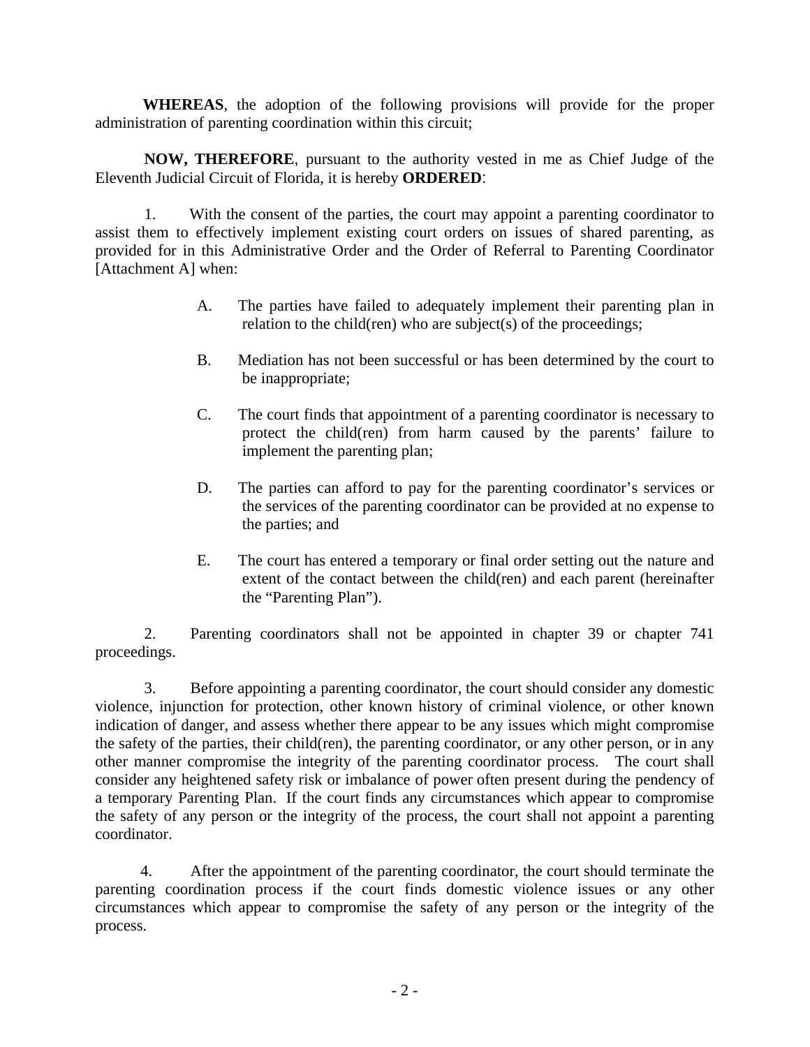**WHEREAS**, the adoption of the following provisions will provide for the proper administration of parenting coordination within this circuit;

**NOW, THEREFORE**, pursuant to the authority vested in me as Chief Judge of the Eleventh Judicial Circuit of Florida, it is hereby **ORDERED**:

1. With the consent of the parties, the court may appoint a parenting coordinator to assist them to effectively implement existing court orders on issues of shared parenting, as provided for in this Administrative Order and the Order of Referral to Parenting Coordinator [Attachment A] when:

   A. The parties have failed to adequately implement their parenting plan in relation to the child(ren) who are subject(s) of the proceedings;

   B. Mediation has not been successful or has been determined by the court to be inappropriate;

   C. The court finds that appointment of a parenting coordinator is necessary to protect the child(ren) from harm caused by the parents' failure to implement the parenting plan;

   D. The parties can afford to pay for the parenting coordinator's services or the services of the parenting coordinator can be provided at no expense to the parties; and

   E. The court has entered a temporary or final order setting out the nature and extent of the contact between the child(ren) and each parent (hereinafter the "Parenting Plan").

2. Parenting coordinators shall not be appointed in chapter 39 or chapter 741 proceedings.

3. Before appointing a parenting coordinator, the court should consider any domestic violence, injunction for protection, other known history of criminal violence, or other known indication of danger, and assess whether there appear to be any issues which might compromise the safety of the parties, their child(ren), the parenting coordinator, or any other person, or in any other manner compromise the integrity of the parenting coordinator process. The court shall consider any heightened safety risk or imbalance of power often present during the pendency of a temporary Parenting Plan. If the court finds any circumstances which appear to compromise the safety of any person or the integrity of the process, the court shall not appoint a parenting coordinator.

4. After the appointment of the parenting coordinator, the court should terminate the parenting coordination process if the court finds domestic violence issues or any other circumstances which appear to compromise the safety of any person or the integrity of the process.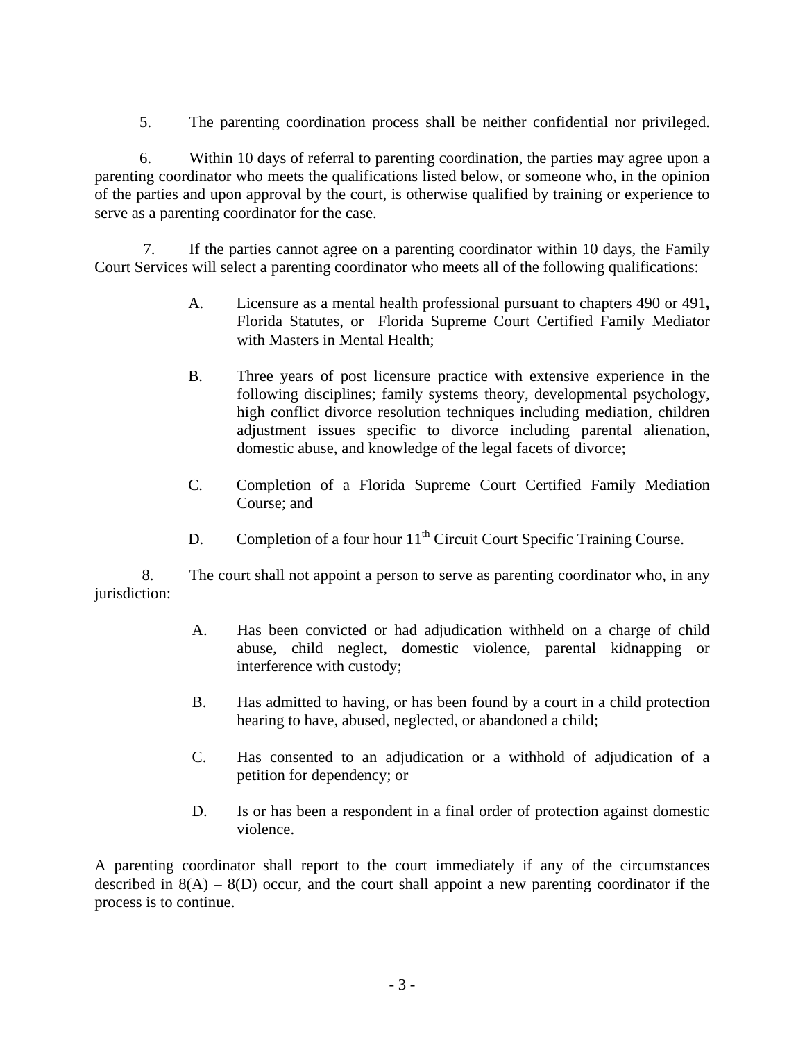5. The parenting coordination process shall be neither confidential nor privileged.

6. Within 10 days of referral to parenting coordination, the parties may agree upon a parenting coordinator who meets the qualifications listed below, or someone who, in the opinion of the parties and upon approval by the court, is otherwise qualified by training or experience to serve as a parenting coordinator for the case.

7. If the parties cannot agree on a parenting coordinator within 10 days, the Family Court Services will select a parenting coordinator who meets all of the following qualifications:

> A. Licensure as a mental health professional pursuant to chapters 490 or 491**,** Florida Statutes, or Florida Supreme Court Certified Family Mediator with Masters in Mental Health;
>
> B. Three years of post licensure practice with extensive experience in the following disciplines; family systems theory, developmental psychology, high conflict divorce resolution techniques including mediation, children adjustment issues specific to divorce including parental alienation, domestic abuse, and knowledge of the legal facets of divorce;
>
> C. Completion of a Florida Supreme Court Certified Family Mediation Course; and
>
> D. Completion of a four hour 11th Circuit Court Specific Training Course.

8. The court shall not appoint a person to serve as parenting coordinator who, in any jurisdiction:

> A. Has been convicted or had adjudication withheld on a charge of child abuse, child neglect, domestic violence, parental kidnapping or interference with custody;
>
> B. Has admitted to having, or has been found by a court in a child protection hearing to have, abused, neglected, or abandoned a child;
>
> C. Has consented to an adjudication or a withhold of adjudication of a petition for dependency; or
>
> D. Is or has been a respondent in a final order of protection against domestic violence.

A parenting coordinator shall report to the court immediately if any of the circumstances described in 8(A) – 8(D) occur, and the court shall appoint a new parenting coordinator if the process is to continue.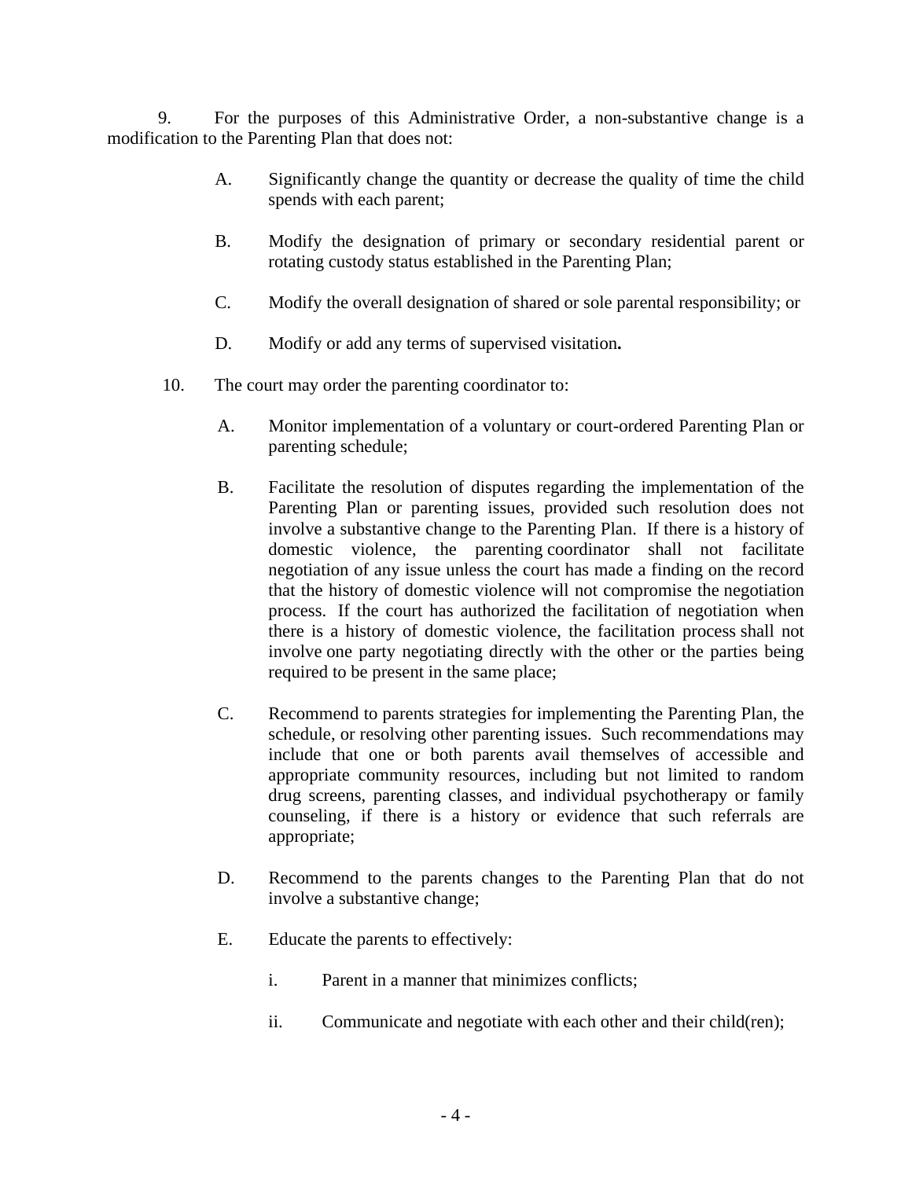9. For the purposes of this Administrative Order, a non-substantive change is a modification to the Parenting Plan that does not:

A. Significantly change the quantity or decrease the quality of time the child spends with each parent;

B. Modify the designation of primary or secondary residential parent or rotating custody status established in the Parenting Plan;

C. Modify the overall designation of shared or sole parental responsibility; or

D. Modify or add any terms of supervised visitation**.**

10. The court may order the parenting coordinator to:

A. Monitor implementation of a voluntary or court-ordered Parenting Plan or parenting schedule;

B. Facilitate the resolution of disputes regarding the implementation of the Parenting Plan or parenting issues, provided such resolution does not involve a substantive change to the Parenting Plan. If there is a history of domestic violence, the parenting coordinator shall not facilitate negotiation of any issue unless the court has made a finding on the record that the history of domestic violence will not compromise the negotiation process. If the court has authorized the facilitation of negotiation when there is a history of domestic violence, the facilitation process shall not involve one party negotiating directly with the other or the parties being required to be present in the same place;

C. Recommend to parents strategies for implementing the Parenting Plan, the schedule, or resolving other parenting issues. Such recommendations may include that one or both parents avail themselves of accessible and appropriate community resources, including but not limited to random drug screens, parenting classes, and individual psychotherapy or family counseling, if there is a history or evidence that such referrals are appropriate;

D. Recommend to the parents changes to the Parenting Plan that do not involve a substantive change;

E. Educate the parents to effectively:

i. Parent in a manner that minimizes conflicts;

ii. Communicate and negotiate with each other and their child(ren);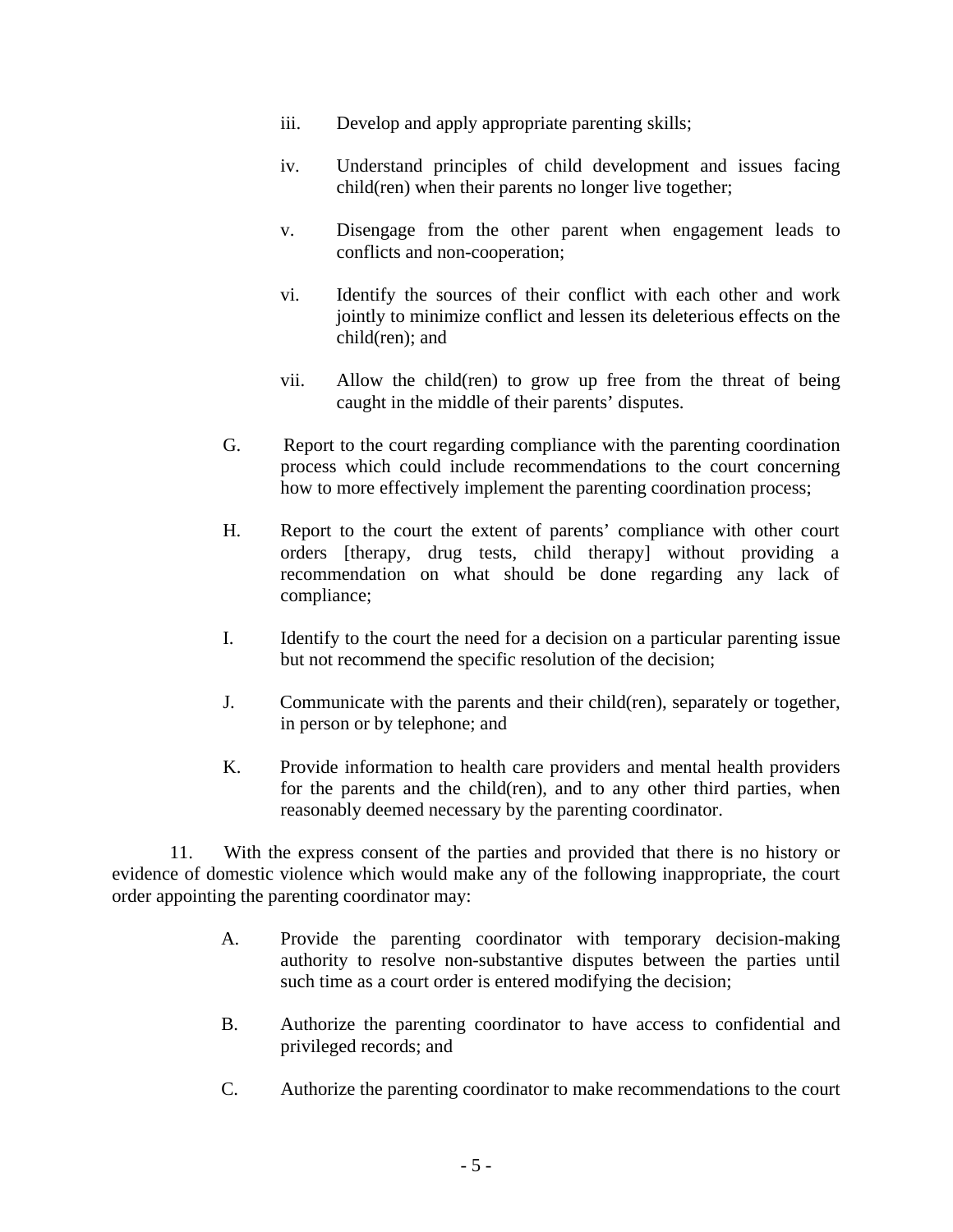iii. Develop and apply appropriate parenting skills;

iv. Understand principles of child development and issues facing child(ren) when their parents no longer live together;

v. Disengage from the other parent when engagement leads to conflicts and non-cooperation;

vi. Identify the sources of their conflict with each other and work jointly to minimize conflict and lessen its deleterious effects on the child(ren); and

vii. Allow the child(ren) to grow up free from the threat of being caught in the middle of their parents' disputes.

G. Report to the court regarding compliance with the parenting coordination process which could include recommendations to the court concerning how to more effectively implement the parenting coordination process;

H. Report to the court the extent of parents' compliance with other court orders [therapy, drug tests, child therapy] without providing a recommendation on what should be done regarding any lack of compliance;

I. Identify to the court the need for a decision on a particular parenting issue but not recommend the specific resolution of the decision;

J. Communicate with the parents and their child(ren), separately or together, in person or by telephone; and

K. Provide information to health care providers and mental health providers for the parents and the child(ren), and to any other third parties, when reasonably deemed necessary by the parenting coordinator.

11. With the express consent of the parties and provided that there is no history or evidence of domestic violence which would make any of the following inappropriate, the court order appointing the parenting coordinator may:

A. Provide the parenting coordinator with temporary decision-making authority to resolve non-substantive disputes between the parties until such time as a court order is entered modifying the decision;

B. Authorize the parenting coordinator to have access to confidential and privileged records; and

C. Authorize the parenting coordinator to make recommendations to the court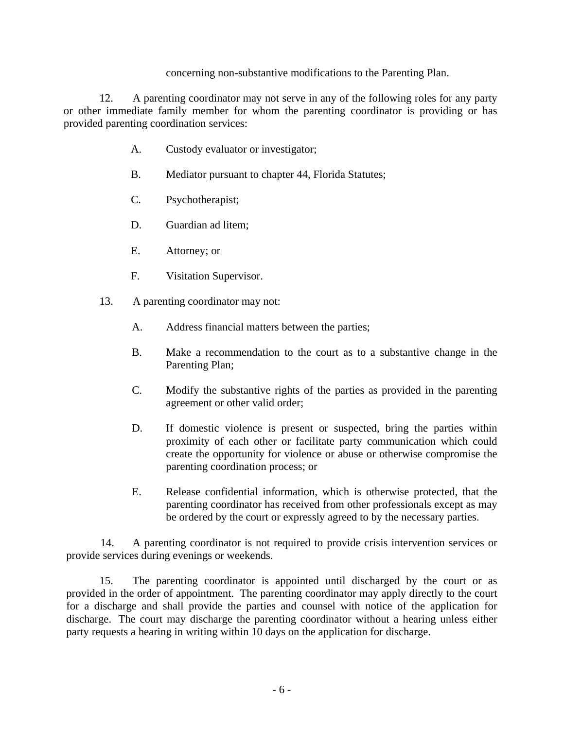concerning non-substantive modifications to the Parenting Plan.

12. A parenting coordinator may not serve in any of the following roles for any party or other immediate family member for whom the parenting coordinator is providing or has provided parenting coordination services:

A. Custody evaluator or investigator;

B. Mediator pursuant to chapter 44, Florida Statutes;

C. Psychotherapist;

D. Guardian ad litem;

E. Attorney; or

F. Visitation Supervisor.

13. A parenting coordinator may not:

A. Address financial matters between the parties;

B. Make a recommendation to the court as to a substantive change in the Parenting Plan;

C. Modify the substantive rights of the parties as provided in the parenting agreement or other valid order;

D. If domestic violence is present or suspected, bring the parties within proximity of each other or facilitate party communication which could create the opportunity for violence or abuse or otherwise compromise the parenting coordination process; or

E. Release confidential information, which is otherwise protected, that the parenting coordinator has received from other professionals except as may be ordered by the court or expressly agreed to by the necessary parties.

14. A parenting coordinator is not required to provide crisis intervention services or provide services during evenings or weekends.

15. The parenting coordinator is appointed until discharged by the court or as provided in the order of appointment. The parenting coordinator may apply directly to the court for a discharge and shall provide the parties and counsel with notice of the application for discharge. The court may discharge the parenting coordinator without a hearing unless either party requests a hearing in writing within 10 days on the application for discharge.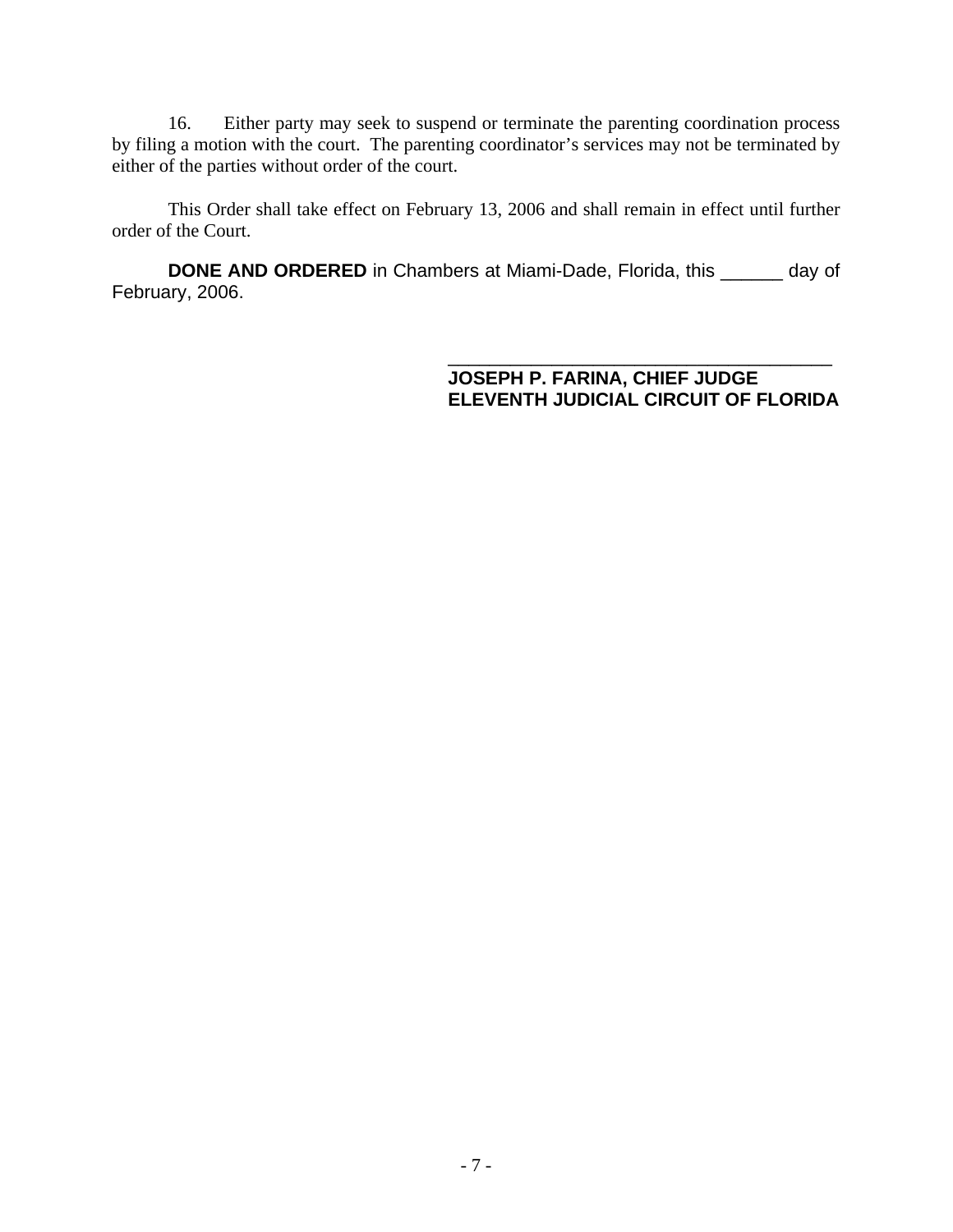16. Either party may seek to suspend or terminate the parenting coordination process by filing a motion with the court. The parenting coordinator's services may not be terminated by either of the parties without order of the court.

This Order shall take effect on February 13, 2006 and shall remain in effect until further order of the Court.

**DONE AND ORDERED** in Chambers at Miami-Dade, Florida, this ______ day of February, 2006.

_____________________________________
**JOSEPH P. FARINA, CHIEF JUDGE**
**ELEVENTH JUDICIAL CIRCUIT OF FLORIDA**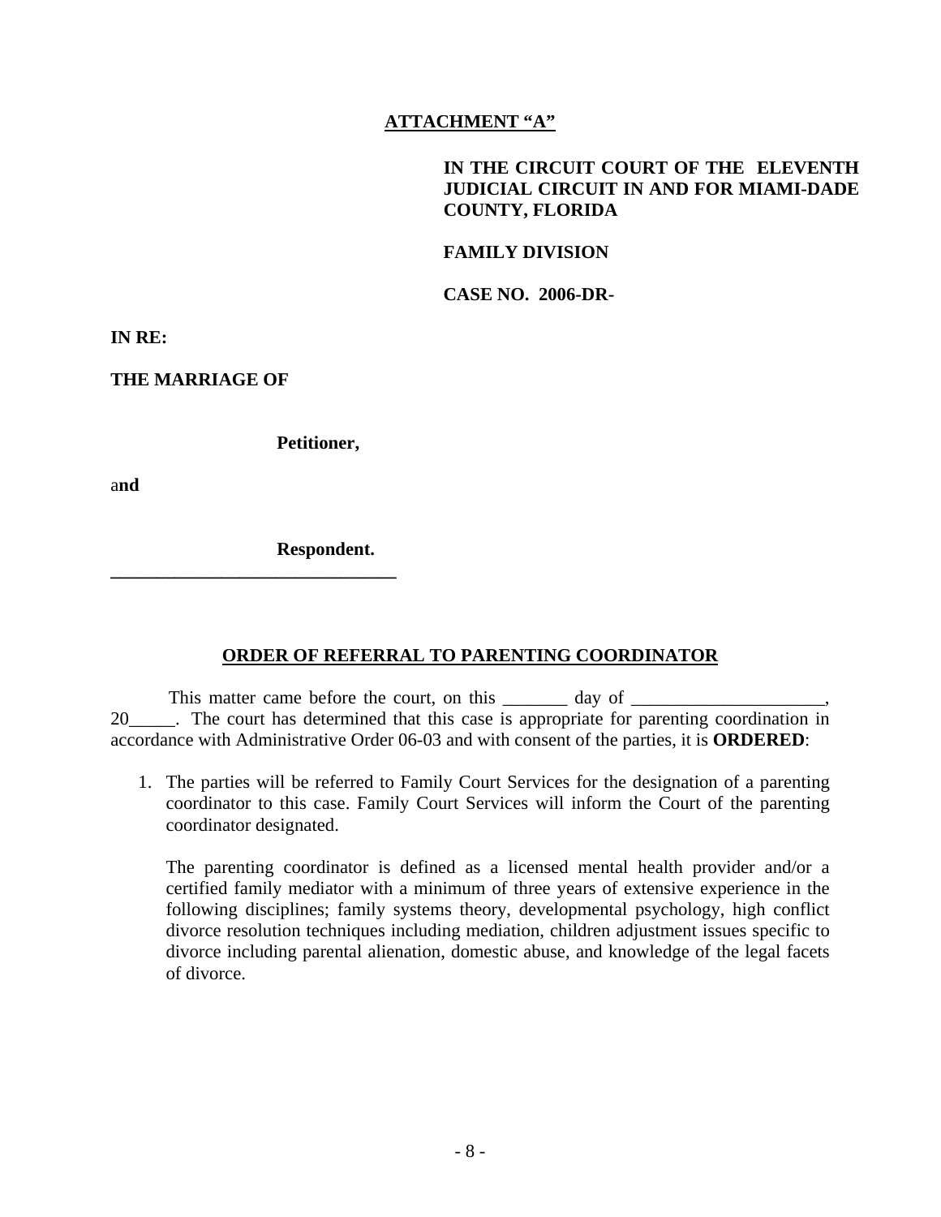**ATTACHMENT "A"**

**IN THE CIRCUIT COURT OF THE ELEVENTH JUDICIAL CIRCUIT IN AND FOR MIAMI-DADE COUNTY, FLORIDA**

**FAMILY DIVISION**

**CASE NO. 2006-DR-**

**IN RE:**

**THE MARRIAGE OF**

**Petitioner,**

a**nd**

**Respondent.**
**_______________________________**

**ORDER OF REFERRAL TO PARENTING COORDINATOR**

This matter came before the court, on this _______ day of _____________________, 20_____. The court has determined that this case is appropriate for parenting coordination in accordance with Administrative Order 06-03 and with consent of the parties, it is **ORDERED**:

1. The parties will be referred to Family Court Services for the designation of a parenting coordinator to this case. Family Court Services will inform the Court of the parenting coordinator designated.

   The parenting coordinator is defined as a licensed mental health provider and/or a certified family mediator with a minimum of three years of extensive experience in the following disciplines; family systems theory, developmental psychology, high conflict divorce resolution techniques including mediation, children adjustment issues specific to divorce including parental alienation, domestic abuse, and knowledge of the legal facets of divorce.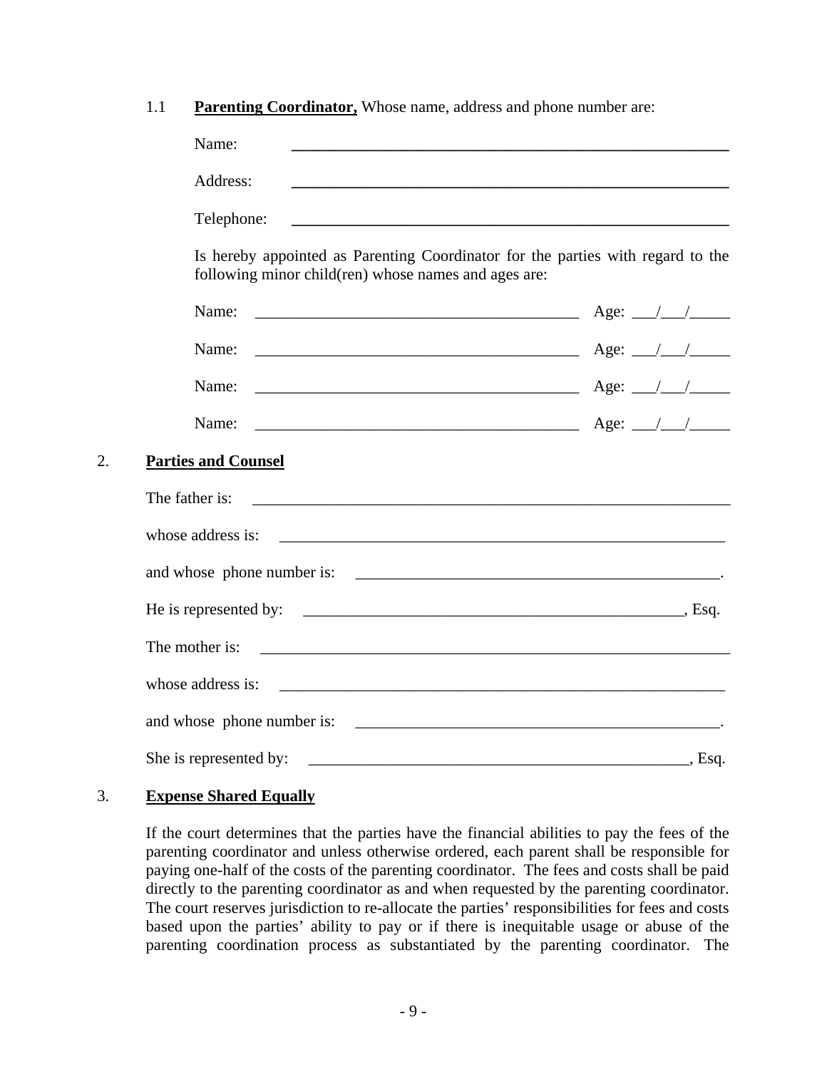1.1 **<u>Parenting Coordinator,</u>** Whose name, address and phone number are:

Name: ___________________________________________________________

Address: ___________________________________________________________

Telephone: ___________________________________________________________

Is hereby appointed as Parenting Coordinator for the parties with regard to the following minor child(ren) whose names and ages are:

Name: _________________________________________ Age: ___/___/_____

Name: _________________________________________ Age: ___/___/_____

Name: _________________________________________ Age: ___/___/_____

Name: _________________________________________ Age: ___/___/_____

2. **<u>Parties and Counsel</u>**

The father is: ______________________________________________________________

whose address is: ___________________________________________________________

and whose phone number is: _______________________________________________.

He is represented by: ________________________________________________, Esq.

The mother is: _____________________________________________________________

whose address is: ___________________________________________________________

and whose phone number is: _______________________________________________.

She is represented by: ________________________________________________, Esq.

3. **<u>Expense Shared Equally</u>**

If the court determines that the parties have the financial abilities to pay the fees of the parenting coordinator and unless otherwise ordered, each parent shall be responsible for paying one-half of the costs of the parenting coordinator. The fees and costs shall be paid directly to the parenting coordinator as and when requested by the parenting coordinator. The court reserves jurisdiction to re-allocate the parties' responsibilities for fees and costs based upon the parties' ability to pay or if there is inequitable usage or abuse of the parenting coordination process as substantiated by the parenting coordinator. The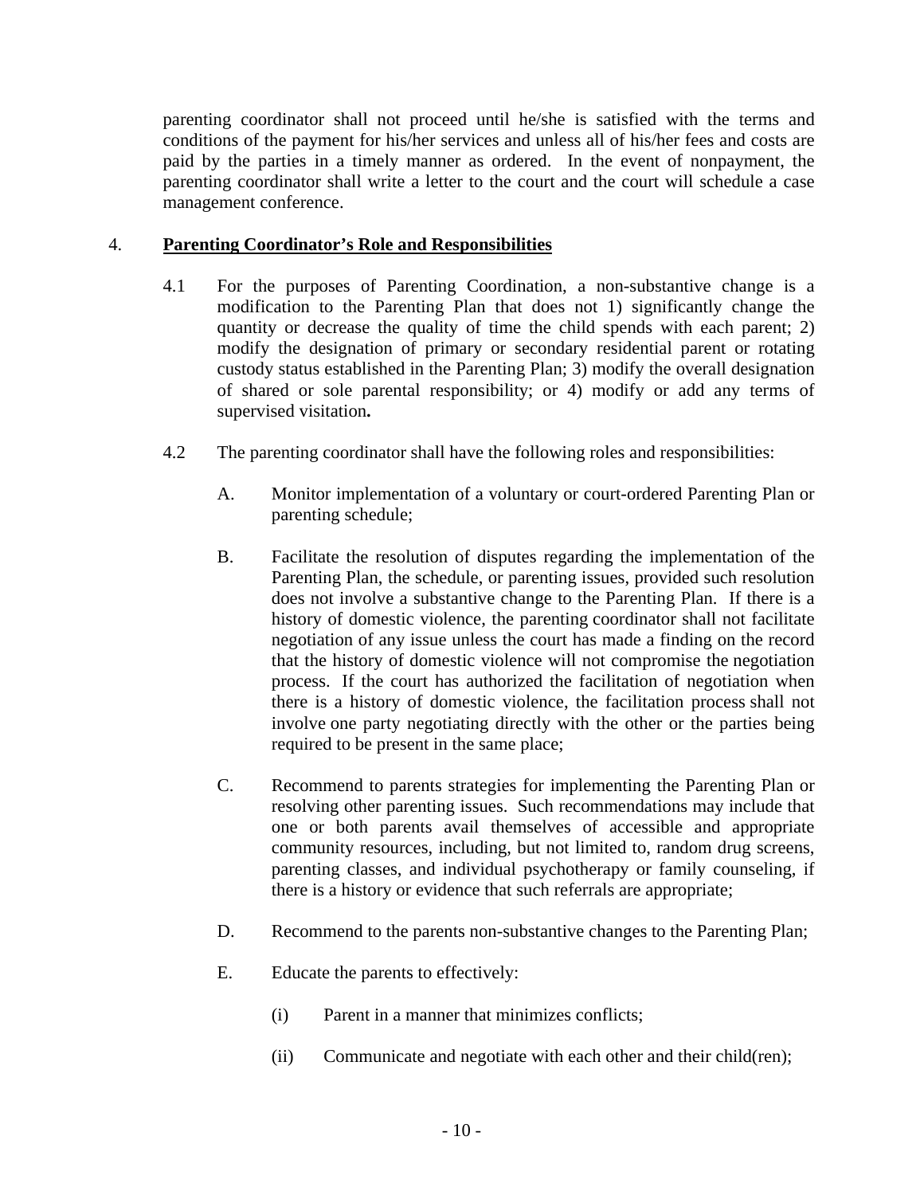parenting coordinator shall not proceed until he/she is satisfied with the terms and conditions of the payment for his/her services and unless all of his/her fees and costs are paid by the parties in a timely manner as ordered. In the event of nonpayment, the parenting coordinator shall write a letter to the court and the court will schedule a case management conference.

4. **Parenting Coordinator's Role and Responsibilities**

4.1 For the purposes of Parenting Coordination, a non-substantive change is a modification to the Parenting Plan that does not 1) significantly change the quantity or decrease the quality of time the child spends with each parent; 2) modify the designation of primary or secondary residential parent or rotating custody status established in the Parenting Plan; 3) modify the overall designation of shared or sole parental responsibility; or 4) modify or add any terms of supervised visitation**.**

4.2 The parenting coordinator shall have the following roles and responsibilities:

A. Monitor implementation of a voluntary or court-ordered Parenting Plan or parenting schedule;

B. Facilitate the resolution of disputes regarding the implementation of the Parenting Plan, the schedule, or parenting issues, provided such resolution does not involve a substantive change to the Parenting Plan. If there is a history of domestic violence, the parenting coordinator shall not facilitate negotiation of any issue unless the court has made a finding on the record that the history of domestic violence will not compromise the negotiation process. If the court has authorized the facilitation of negotiation when there is a history of domestic violence, the facilitation process shall not involve one party negotiating directly with the other or the parties being required to be present in the same place;

C. Recommend to parents strategies for implementing the Parenting Plan or resolving other parenting issues. Such recommendations may include that one or both parents avail themselves of accessible and appropriate community resources, including, but not limited to, random drug screens, parenting classes, and individual psychotherapy or family counseling, if there is a history or evidence that such referrals are appropriate;

D. Recommend to the parents non-substantive changes to the Parenting Plan;

E. Educate the parents to effectively:

(i) Parent in a manner that minimizes conflicts;

(ii) Communicate and negotiate with each other and their child(ren);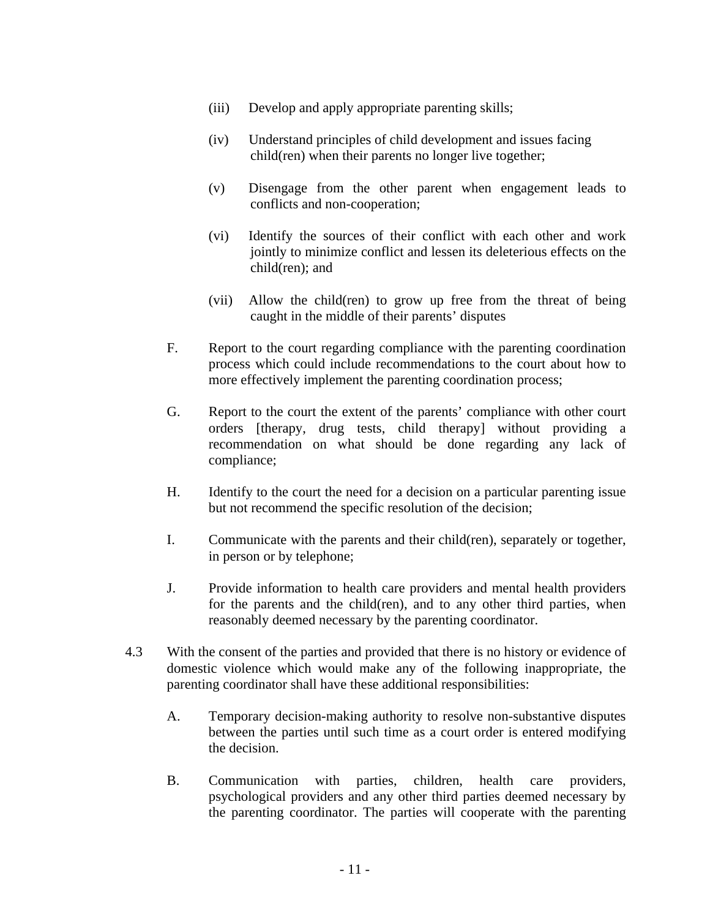(iii) Develop and apply appropriate parenting skills;

(iv) Understand principles of child development and issues facing child(ren) when their parents no longer live together;

(v) Disengage from the other parent when engagement leads to conflicts and non-cooperation;

(vi) Identify the sources of their conflict with each other and work jointly to minimize conflict and lessen its deleterious effects on the child(ren); and

(vii) Allow the child(ren) to grow up free from the threat of being caught in the middle of their parents' disputes

F. Report to the court regarding compliance with the parenting coordination process which could include recommendations to the court about how to more effectively implement the parenting coordination process;

G. Report to the court the extent of the parents' compliance with other court orders [therapy, drug tests, child therapy] without providing a recommendation on what should be done regarding any lack of compliance;

H. Identify to the court the need for a decision on a particular parenting issue but not recommend the specific resolution of the decision;

I. Communicate with the parents and their child(ren), separately or together, in person or by telephone;

J. Provide information to health care providers and mental health providers for the parents and the child(ren), and to any other third parties, when reasonably deemed necessary by the parenting coordinator.

4.3 With the consent of the parties and provided that there is no history or evidence of domestic violence which would make any of the following inappropriate, the parenting coordinator shall have these additional responsibilities:

A. Temporary decision-making authority to resolve non-substantive disputes between the parties until such time as a court order is entered modifying the decision.

B. Communication with parties, children, health care providers, psychological providers and any other third parties deemed necessary by the parenting coordinator. The parties will cooperate with the parenting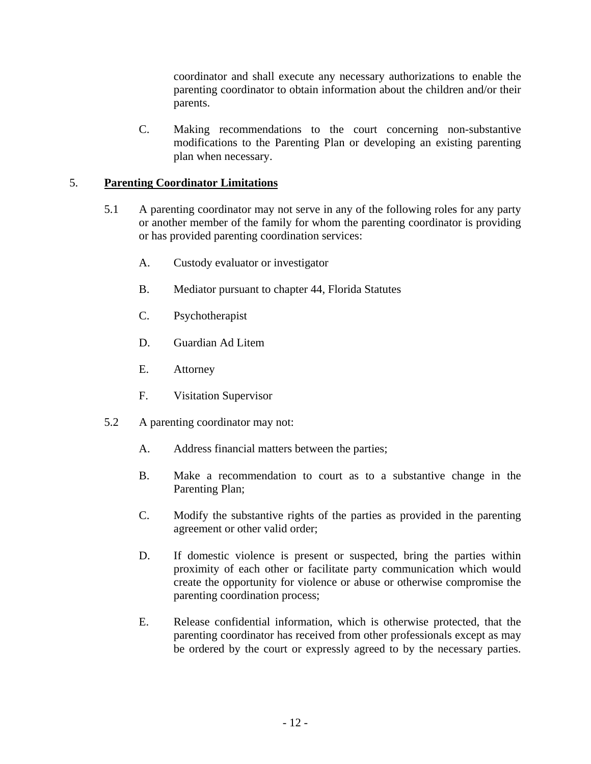coordinator and shall execute any necessary authorizations to enable the parenting coordinator to obtain information about the children and/or their parents.

C. Making recommendations to the court concerning non-substantive modifications to the Parenting Plan or developing an existing parenting plan when necessary.

5. **<u>Parenting Coordinator Limitations</u>**

5.1 A parenting coordinator may not serve in any of the following roles for any party or another member of the family for whom the parenting coordinator is providing or has provided parenting coordination services:

A. Custody evaluator or investigator

B. Mediator pursuant to chapter 44, Florida Statutes

C. Psychotherapist

D. Guardian Ad Litem

E. Attorney

F. Visitation Supervisor

5.2 A parenting coordinator may not:

A. Address financial matters between the parties;

B. Make a recommendation to court as to a substantive change in the Parenting Plan;

C. Modify the substantive rights of the parties as provided in the parenting agreement or other valid order;

D. If domestic violence is present or suspected, bring the parties within proximity of each other or facilitate party communication which would create the opportunity for violence or abuse or otherwise compromise the parenting coordination process;

E. Release confidential information, which is otherwise protected, that the parenting coordinator has received from other professionals except as may be ordered by the court or expressly agreed to by the necessary parties.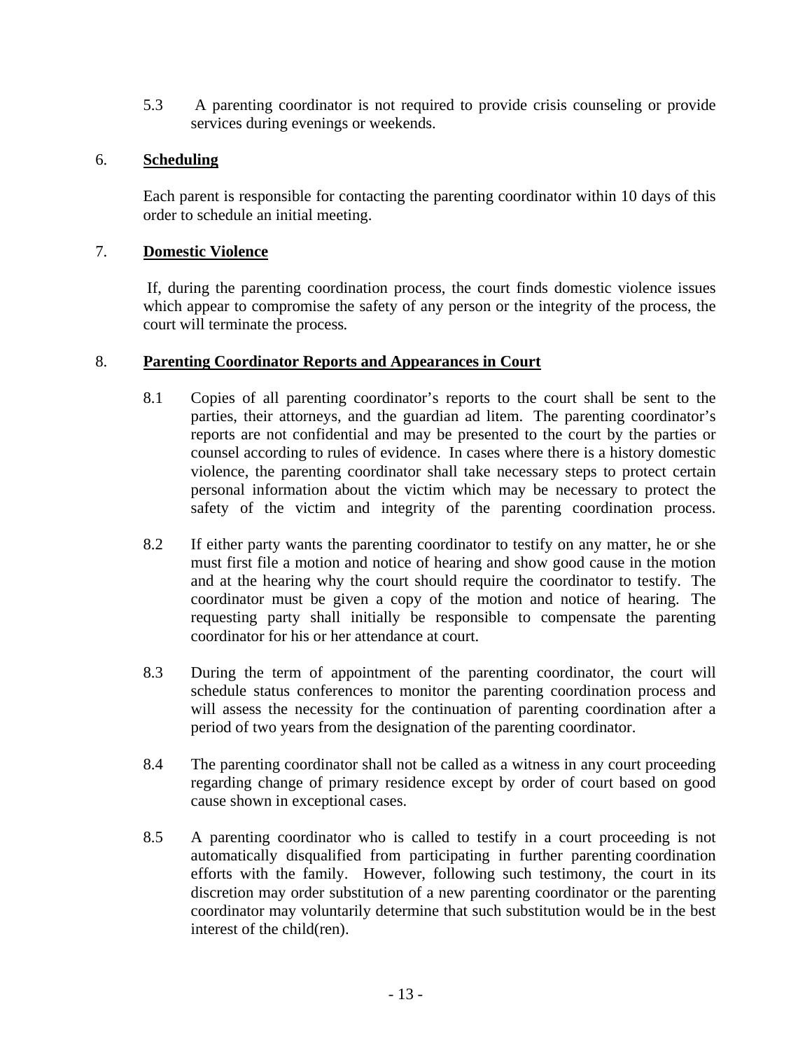5.3 A parenting coordinator is not required to provide crisis counseling or provide services during evenings or weekends.

6. **Scheduling**

Each parent is responsible for contacting the parenting coordinator within 10 days of this order to schedule an initial meeting.

7. **Domestic Violence**

If, during the parenting coordination process, the court finds domestic violence issues which appear to compromise the safety of any person or the integrity of the process, the court will terminate the process.

8. **Parenting Coordinator Reports and Appearances in Court**

8.1 Copies of all parenting coordinator's reports to the court shall be sent to the parties, their attorneys, and the guardian ad litem. The parenting coordinator's reports are not confidential and may be presented to the court by the parties or counsel according to rules of evidence. In cases where there is a history domestic violence, the parenting coordinator shall take necessary steps to protect certain personal information about the victim which may be necessary to protect the safety of the victim and integrity of the parenting coordination process.

8.2 If either party wants the parenting coordinator to testify on any matter, he or she must first file a motion and notice of hearing and show good cause in the motion and at the hearing why the court should require the coordinator to testify. The coordinator must be given a copy of the motion and notice of hearing. The requesting party shall initially be responsible to compensate the parenting coordinator for his or her attendance at court.

8.3 During the term of appointment of the parenting coordinator, the court will schedule status conferences to monitor the parenting coordination process and will assess the necessity for the continuation of parenting coordination after a period of two years from the designation of the parenting coordinator.

8.4 The parenting coordinator shall not be called as a witness in any court proceeding regarding change of primary residence except by order of court based on good cause shown in exceptional cases.

8.5 A parenting coordinator who is called to testify in a court proceeding is not automatically disqualified from participating in further parenting coordination efforts with the family. However, following such testimony, the court in its discretion may order substitution of a new parenting coordinator or the parenting coordinator may voluntarily determine that such substitution would be in the best interest of the child(ren).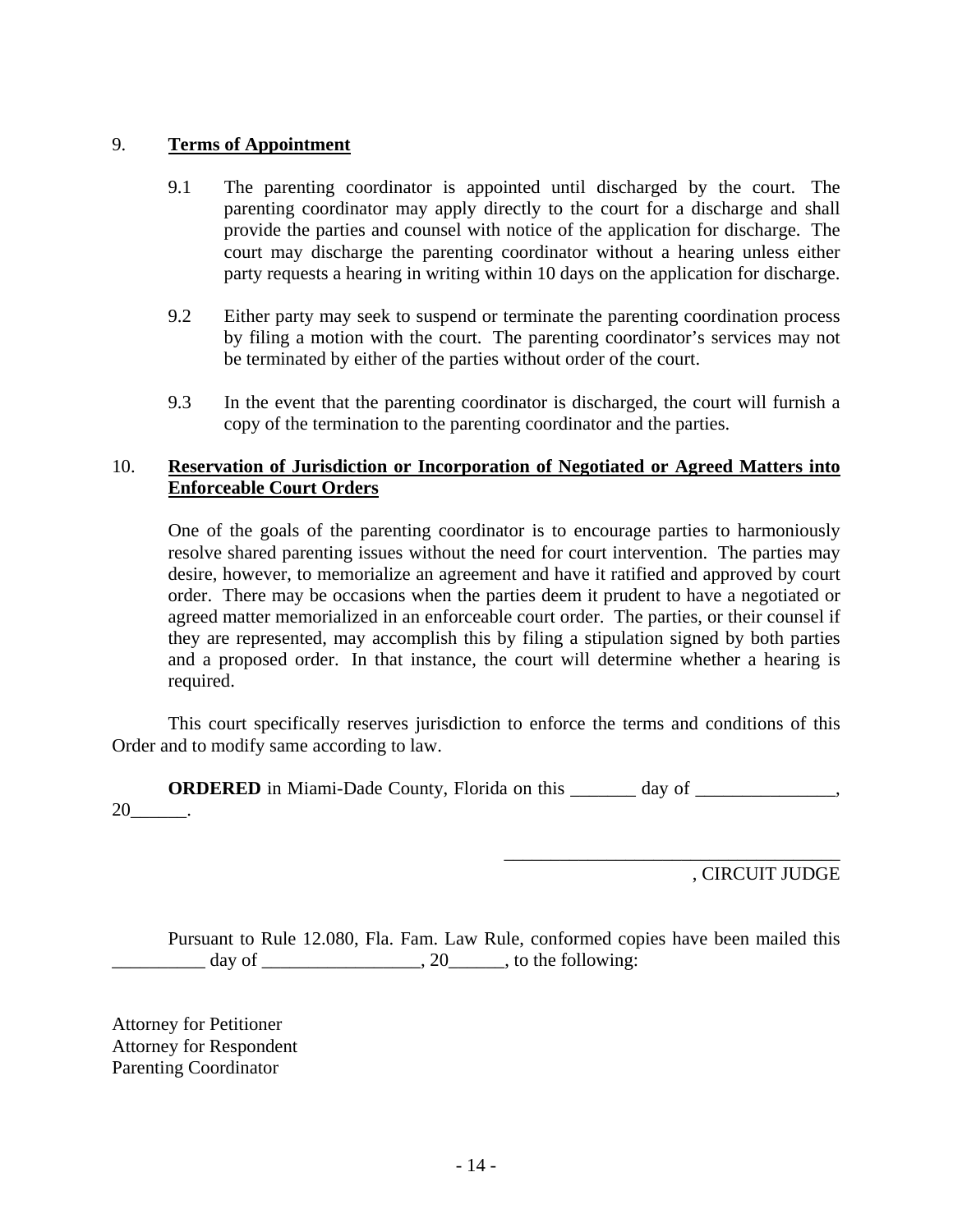9. **Terms of Appointment**

9.1 The parenting coordinator is appointed until discharged by the court. The parenting coordinator may apply directly to the court for a discharge and shall provide the parties and counsel with notice of the application for discharge. The court may discharge the parenting coordinator without a hearing unless either party requests a hearing in writing within 10 days on the application for discharge.

9.2 Either party may seek to suspend or terminate the parenting coordination process by filing a motion with the court. The parenting coordinator's services may not be terminated by either of the parties without order of the court.

9.3 In the event that the parenting coordinator is discharged, the court will furnish a copy of the termination to the parenting coordinator and the parties.

10. **Reservation of Jurisdiction or Incorporation of Negotiated or Agreed Matters into Enforceable Court Orders**

One of the goals of the parenting coordinator is to encourage parties to harmoniously resolve shared parenting issues without the need for court intervention. The parties may desire, however, to memorialize an agreement and have it ratified and approved by court order. There may be occasions when the parties deem it prudent to have a negotiated or agreed matter memorialized in an enforceable court order. The parties, or their counsel if they are represented, may accomplish this by filing a stipulation signed by both parties and a proposed order. In that instance, the court will determine whether a hearing is required.

This court specifically reserves jurisdiction to enforce the terms and conditions of this Order and to modify same according to law.

**ORDERED** in Miami-Dade County, Florida on this _______ day of _______________, 20______.

_____________________________________
, CIRCUIT JUDGE

Pursuant to Rule 12.080, Fla. Fam. Law Rule, conformed copies have been mailed this __________ day of _________________, 20______, to the following:

Attorney for Petitioner
Attorney for Respondent
Parenting Coordinator